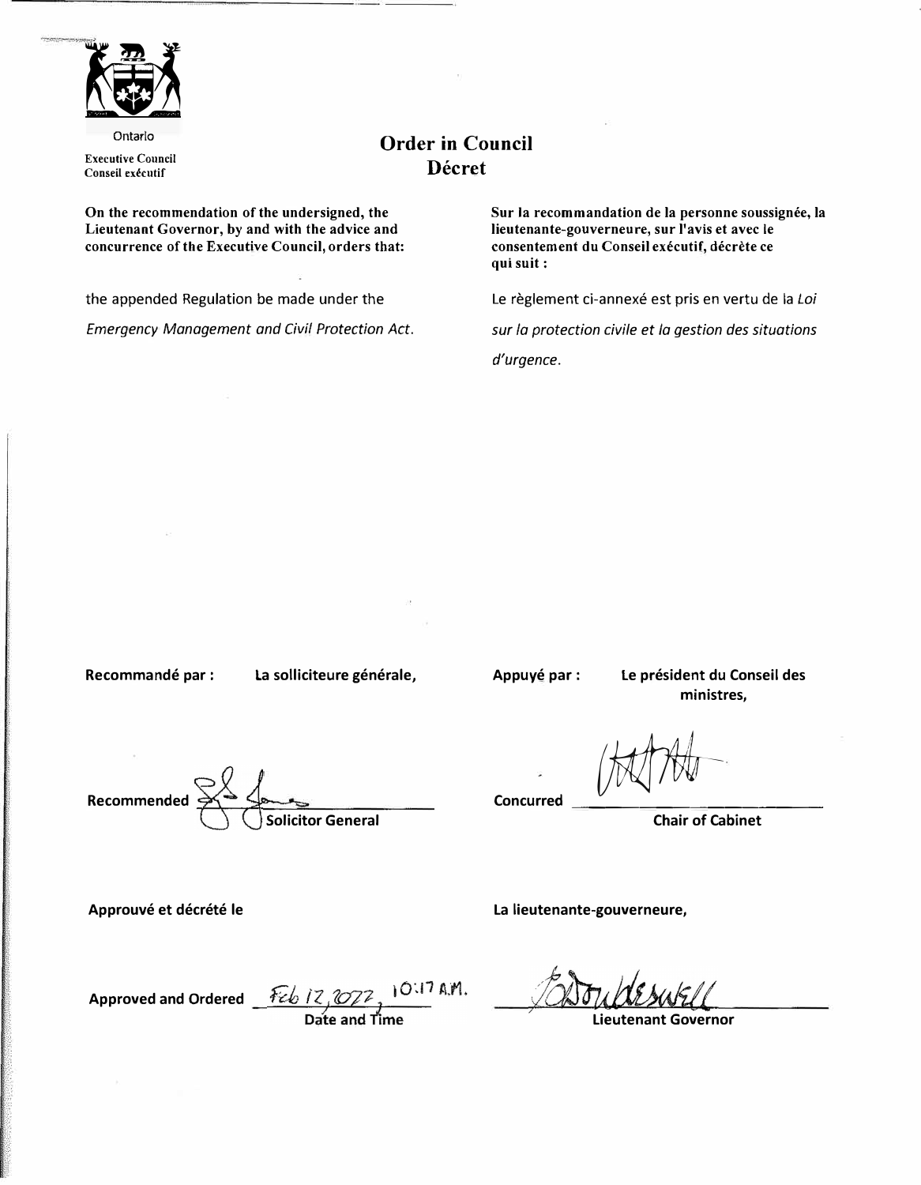Ontario

Executive Council
Conseil exécutif

# Order in Council
# Décret

**On the recommendation of the undersigned, the Lieutenant Governor, by and with the advice and concurrence of the Executive Council, orders that:**

the appended Regulation be made under the *Emergency Management and Civil Protection Act.*

**Sur la recommandation de la personne soussignée, la lieutenante-gouverneure, sur l'avis et avec le consentement du Conseil exécutif, décrète ce qui suit :**

Le règlement ci-annexé est pris en vertu de la *Loi sur la protection civile et la gestion des situations d'urgence.*

**Recommandé par :** **La solliciteure générale,**

**Recommended** ______________ **Solicitor General**

**Appuyé par :** **Le président du Conseil des ministres,**

**Concurred** ______________ **Chair of Cabinet**

**Approuvé et décrété le**

**Approved and Ordered** Feb 12, 2022, 10:17 A.M.
**Date and Time**

**La lieutenante-gouverneure,**

______________
**Lieutenant Governor**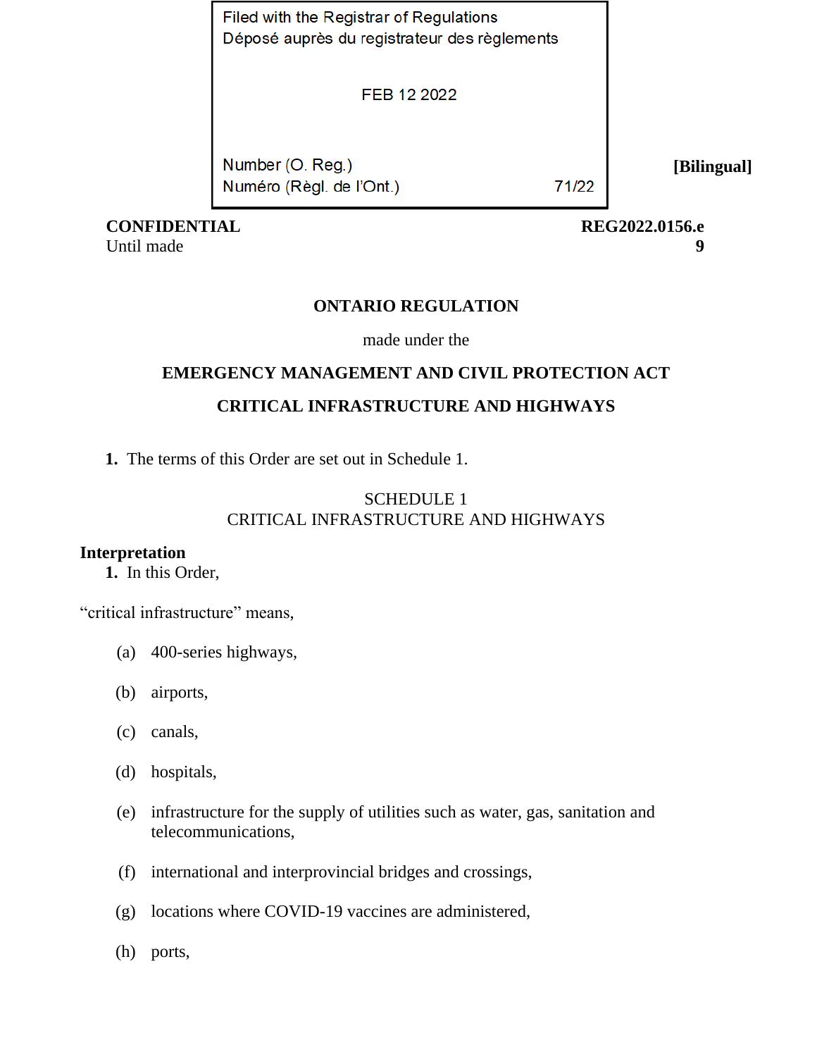Filed with the Registrar of Regulations
Déposé auprès du registrateur des règlements

FEB 12 2022

Number (O. Reg.)
Numéro (Règl. de l'Ont.) 71/22

[Bilingual]

**CONFIDENTIAL**
Until made

**REG2022.0156.e**
**9**

# ONTARIO REGULATION

made under the

## EMERGENCY MANAGEMENT AND CIVIL PROTECTION ACT

## CRITICAL INFRASTRUCTURE AND HIGHWAYS

**1.** The terms of this Order are set out in Schedule 1.

SCHEDULE 1
CRITICAL INFRASTRUCTURE AND HIGHWAYS

### Interpretation

**1.** In this Order,

"critical infrastructure" means,

(a) 400-series highways,

(b) airports,

(c) canals,

(d) hospitals,

(e) infrastructure for the supply of utilities such as water, gas, sanitation and telecommunications,

(f) international and interprovincial bridges and crossings,

(g) locations where COVID-19 vaccines are administered,

(h) ports,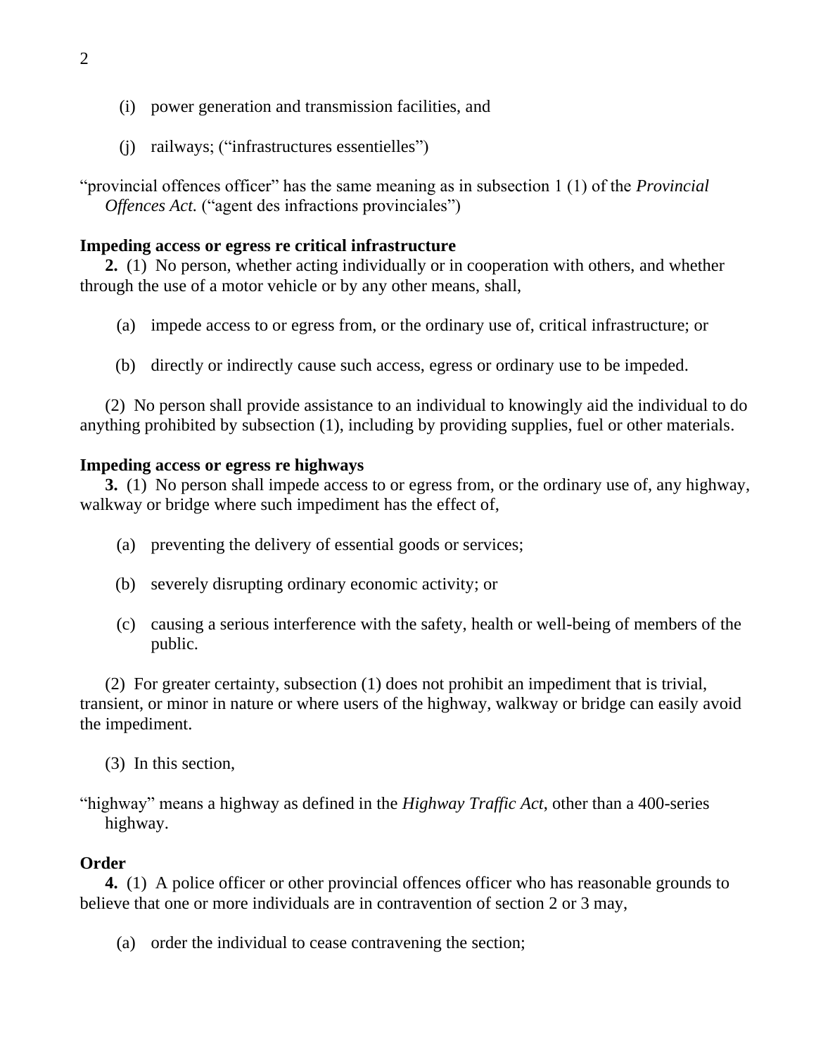(i) power generation and transmission facilities, and

(j) railways; (“infrastructures essentielles”)

“provincial offences officer” has the same meaning as in subsection 1 (1) of the *Provincial Offences Act*. (“agent des infractions provinciales”)

**Impeding access or egress re critical infrastructure**

**2.** (1) No person, whether acting individually or in cooperation with others, and whether through the use of a motor vehicle or by any other means, shall,

(a) impede access to or egress from, or the ordinary use of, critical infrastructure; or

(b) directly or indirectly cause such access, egress or ordinary use to be impeded.

(2) No person shall provide assistance to an individual to knowingly aid the individual to do anything prohibited by subsection (1), including by providing supplies, fuel or other materials.

**Impeding access or egress re highways**

**3.** (1) No person shall impede access to or egress from, or the ordinary use of, any highway, walkway or bridge where such impediment has the effect of,

(a) preventing the delivery of essential goods or services;

(b) severely disrupting ordinary economic activity; or

(c) causing a serious interference with the safety, health or well-being of members of the public.

(2) For greater certainty, subsection (1) does not prohibit an impediment that is trivial, transient, or minor in nature or where users of the highway, walkway or bridge can easily avoid the impediment.

(3) In this section,

“highway” means a highway as defined in the *Highway Traffic Act*, other than a 400-series highway.

**Order**

**4.** (1) A police officer or other provincial offences officer who has reasonable grounds to believe that one or more individuals are in contravention of section 2 or 3 may,

(a) order the individual to cease contravening the section;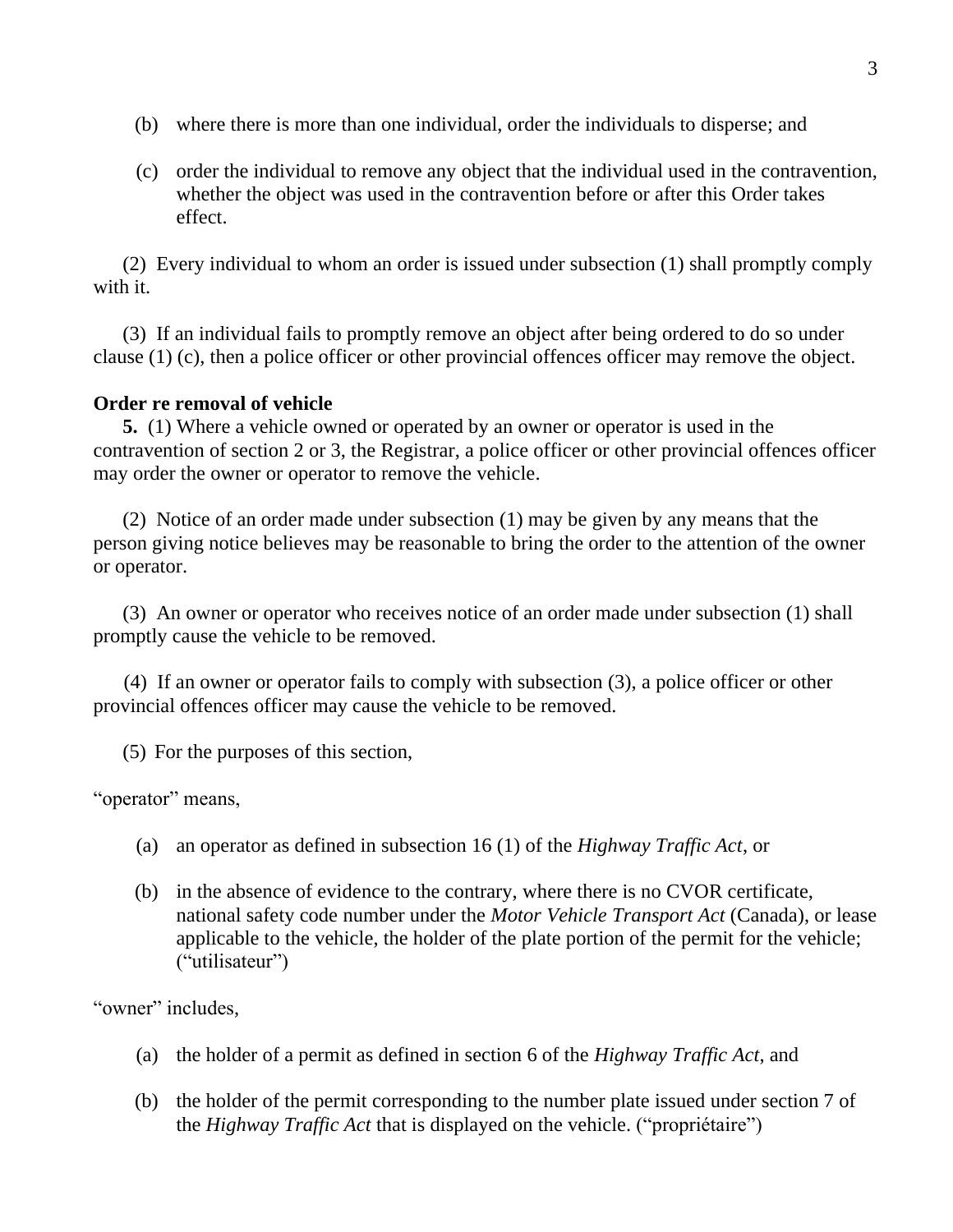(b) where there is more than one individual, order the individuals to disperse; and

(c) order the individual to remove any object that the individual used in the contravention, whether the object was used in the contravention before or after this Order takes effect.

(2) Every individual to whom an order is issued under subsection (1) shall promptly comply with it.

(3) If an individual fails to promptly remove an object after being ordered to do so under clause (1) (c), then a police officer or other provincial offences officer may remove the object.

**Order re removal of vehicle**

**5.** (1) Where a vehicle owned or operated by an owner or operator is used in the contravention of section 2 or 3, the Registrar, a police officer or other provincial offences officer may order the owner or operator to remove the vehicle.

(2) Notice of an order made under subsection (1) may be given by any means that the person giving notice believes may be reasonable to bring the order to the attention of the owner or operator.

(3) An owner or operator who receives notice of an order made under subsection (1) shall promptly cause the vehicle to be removed.

(4) If an owner or operator fails to comply with subsection (3), a police officer or other provincial offences officer may cause the vehicle to be removed.

(5) For the purposes of this section,

"operator" means,

(a) an operator as defined in subsection 16 (1) of the *Highway Traffic Act*, or

(b) in the absence of evidence to the contrary, where there is no CVOR certificate, national safety code number under the *Motor Vehicle Transport Act* (Canada), or lease applicable to the vehicle, the holder of the plate portion of the permit for the vehicle; ("utilisateur")

"owner" includes,

(a) the holder of a permit as defined in section 6 of the *Highway Traffic Act*, and

(b) the holder of the permit corresponding to the number plate issued under section 7 of the *Highway Traffic Act* that is displayed on the vehicle. ("propriétaire")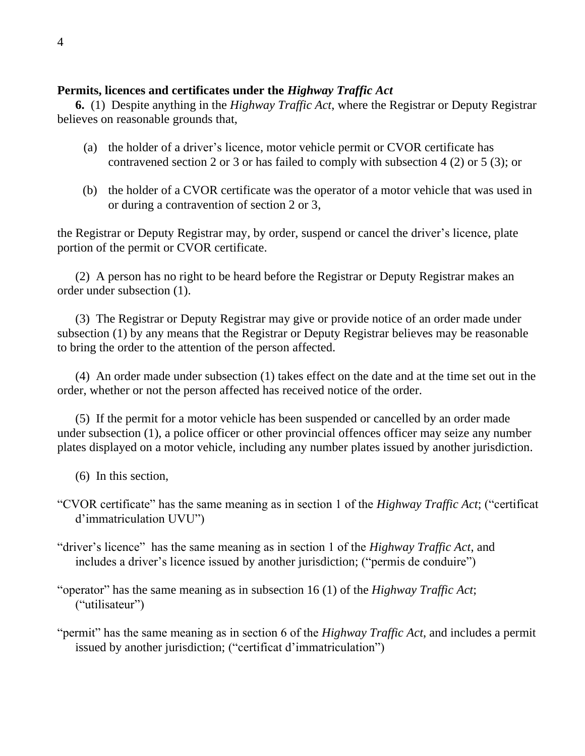### Permits, licences and certificates under the *Highway Traffic Act*

**6.** (1) Despite anything in the *Highway Traffic Act*, where the Registrar or Deputy Registrar believes on reasonable grounds that,

(a) the holder of a driver's licence, motor vehicle permit or CVOR certificate has contravened section 2 or 3 or has failed to comply with subsection 4 (2) or 5 (3); or

(b) the holder of a CVOR certificate was the operator of a motor vehicle that was used in or during a contravention of section 2 or 3,

the Registrar or Deputy Registrar may, by order, suspend or cancel the driver's licence, plate portion of the permit or CVOR certificate.

(2) A person has no right to be heard before the Registrar or Deputy Registrar makes an order under subsection (1).

(3) The Registrar or Deputy Registrar may give or provide notice of an order made under subsection (1) by any means that the Registrar or Deputy Registrar believes may be reasonable to bring the order to the attention of the person affected.

(4) An order made under subsection (1) takes effect on the date and at the time set out in the order, whether or not the person affected has received notice of the order.

(5) If the permit for a motor vehicle has been suspended or cancelled by an order made under subsection (1), a police officer or other provincial offences officer may seize any number plates displayed on a motor vehicle, including any number plates issued by another jurisdiction.

(6) In this section,

"CVOR certificate" has the same meaning as in section 1 of the *Highway Traffic Act*; ("certificat d'immatriculation UVU")

"driver's licence" has the same meaning as in section 1 of the *Highway Traffic Act*, and includes a driver's licence issued by another jurisdiction; ("permis de conduire")

"operator" has the same meaning as in subsection 16 (1) of the *Highway Traffic Act*; ("utilisateur")

"permit" has the same meaning as in section 6 of the *Highway Traffic Act*, and includes a permit issued by another jurisdiction; ("certificat d'immatriculation")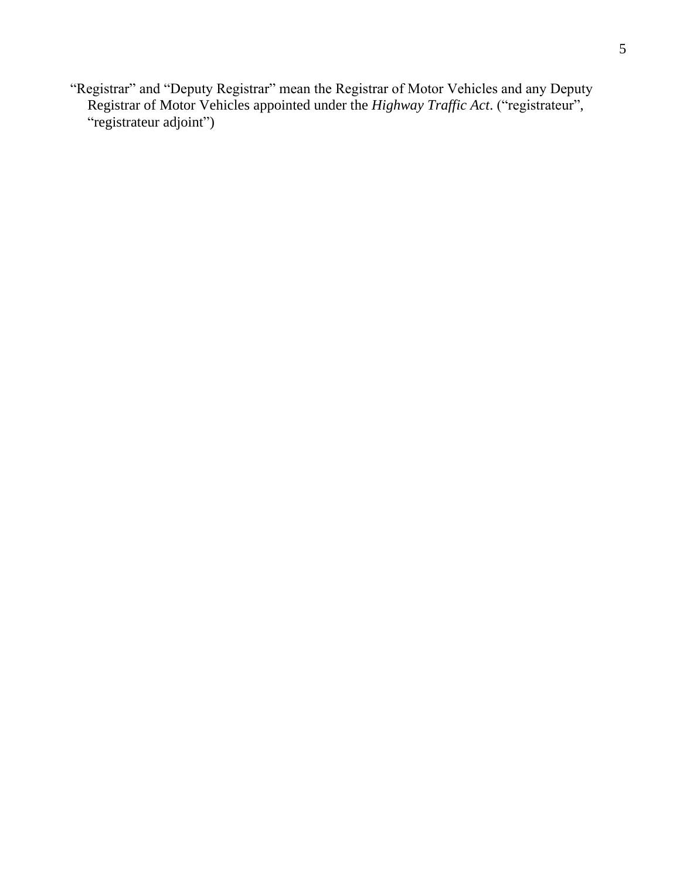“Registrar” and “Deputy Registrar” mean the Registrar of Motor Vehicles and any Deputy Registrar of Motor Vehicles appointed under the *Highway Traffic Act*. (“registrateur”, “registrateur adjoint”)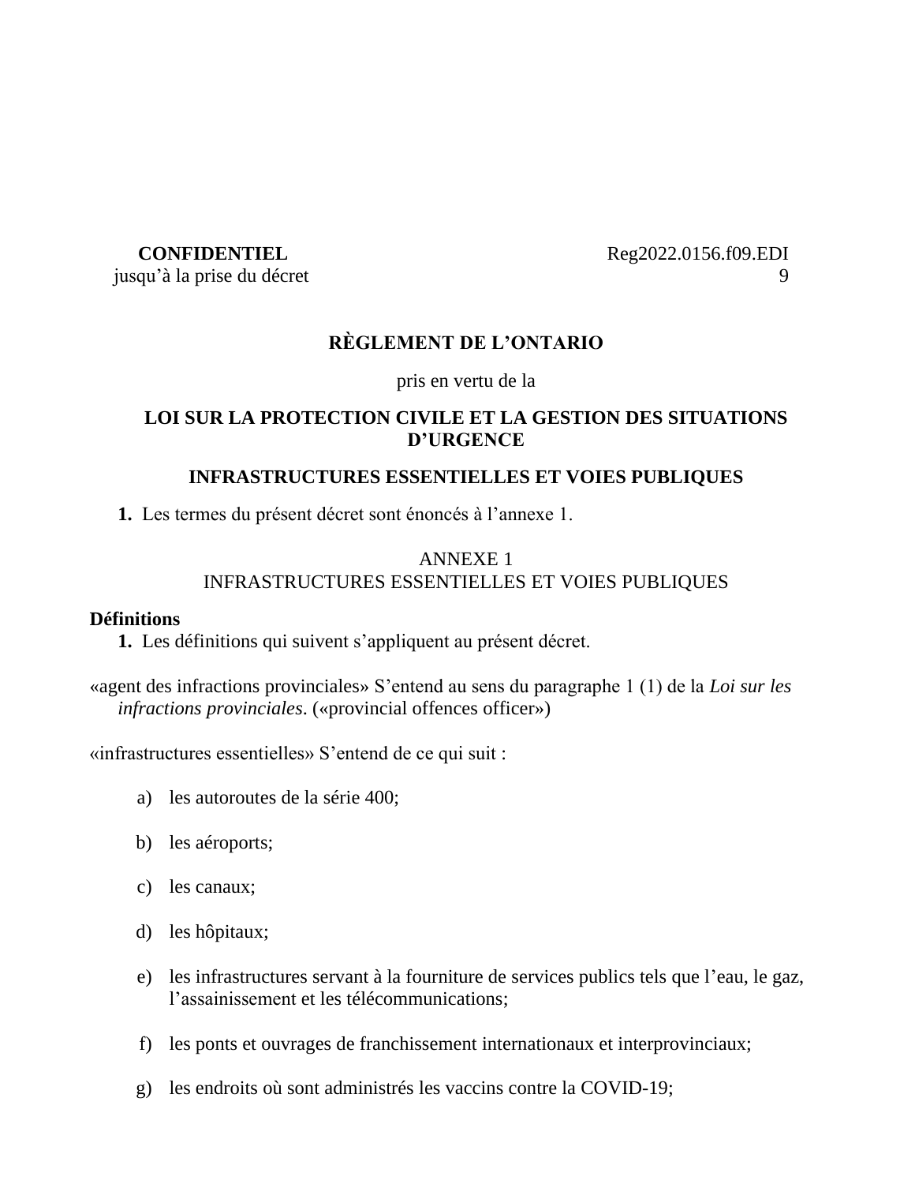**CONFIDENTIEL**
jusqu'à la prise du décret

Reg2022.0156.f09.EDI
9

# RÈGLEMENT DE L'ONTARIO

pris en vertu de la

## LOI SUR LA PROTECTION CIVILE ET LA GESTION DES SITUATIONS D'URGENCE

## INFRASTRUCTURES ESSENTIELLES ET VOIES PUBLIQUES

**1.** Les termes du présent décret sont énoncés à l'annexe 1.

ANNEXE 1
INFRASTRUCTURES ESSENTIELLES ET VOIES PUBLIQUES

**Définitions**

**1.** Les définitions qui suivent s'appliquent au présent décret.

«agent des infractions provinciales» S'entend au sens du paragraphe 1 (1) de la *Loi sur les infractions provinciales*. («provincial offences officer»)

«infrastructures essentielles» S'entend de ce qui suit :

a) les autoroutes de la série 400;

b) les aéroports;

c) les canaux;

d) les hôpitaux;

e) les infrastructures servant à la fourniture de services publics tels que l'eau, le gaz, l'assainissement et les télécommunications;

f) les ponts et ouvrages de franchissement internationaux et interprovinciaux;

g) les endroits où sont administrés les vaccins contre la COVID-19;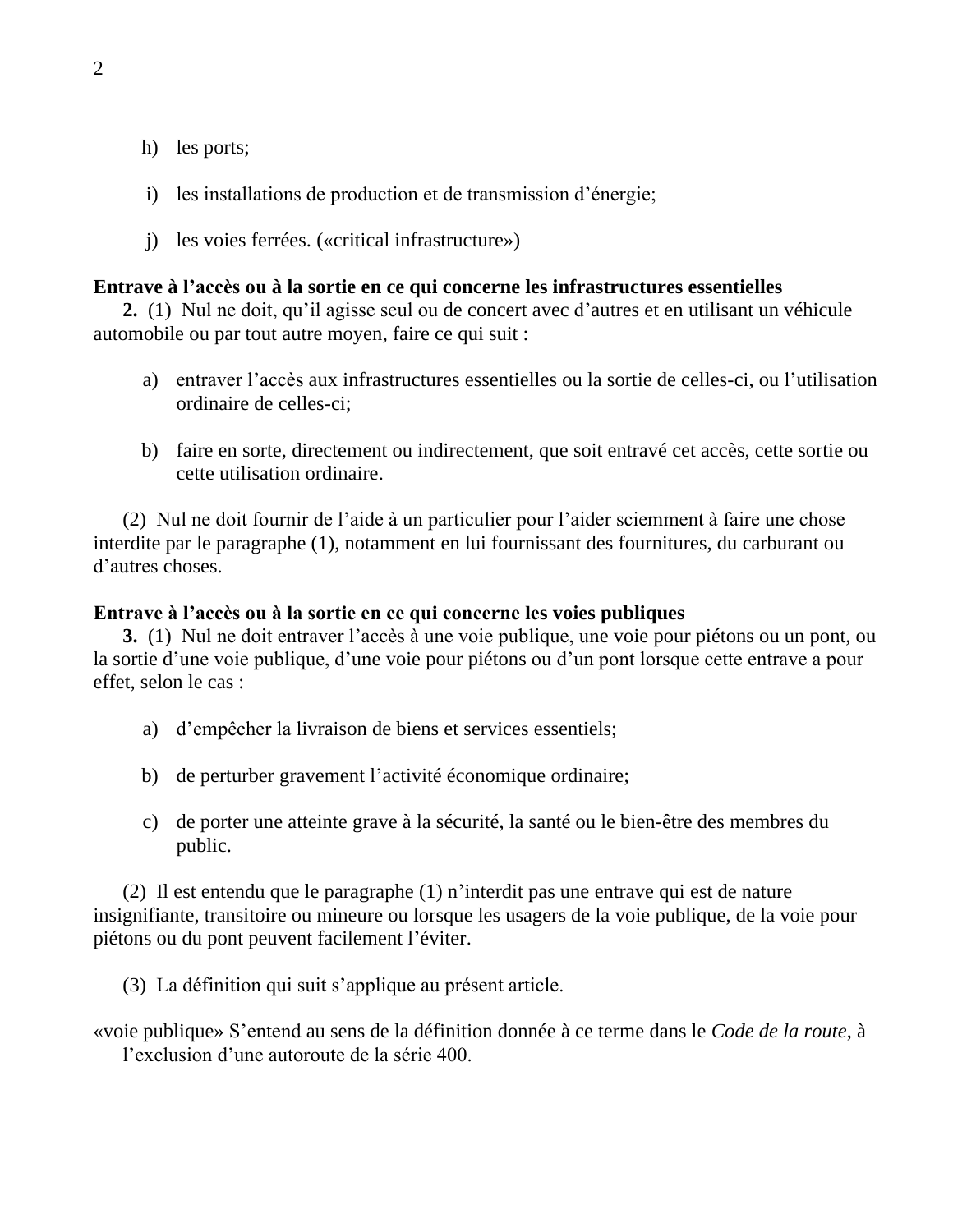h) les ports;

i) les installations de production et de transmission d’énergie;

j) les voies ferrées. («critical infrastructure»)

**Entrave à l’accès ou à la sortie en ce qui concerne les infrastructures essentielles**

**2.** (1) Nul ne doit, qu’il agisse seul ou de concert avec d’autres et en utilisant un véhicule automobile ou par tout autre moyen, faire ce qui suit :

a) entraver l’accès aux infrastructures essentielles ou la sortie de celles-ci, ou l’utilisation ordinaire de celles-ci;

b) faire en sorte, directement ou indirectement, que soit entravé cet accès, cette sortie ou cette utilisation ordinaire.

(2) Nul ne doit fournir de l’aide à un particulier pour l’aider sciemment à faire une chose interdite par le paragraphe (1), notamment en lui fournissant des fournitures, du carburant ou d’autres choses.

**Entrave à l’accès ou à la sortie en ce qui concerne les voies publiques**

**3.** (1) Nul ne doit entraver l’accès à une voie publique, une voie pour piétons ou un pont, ou la sortie d’une voie publique, d’une voie pour piétons ou d’un pont lorsque cette entrave a pour effet, selon le cas :

a) d’empêcher la livraison de biens et services essentiels;

b) de perturber gravement l’activité économique ordinaire;

c) de porter une atteinte grave à la sécurité, la santé ou le bien-être des membres du public.

(2) Il est entendu que le paragraphe (1) n’interdit pas une entrave qui est de nature insignifiante, transitoire ou mineure ou lorsque les usagers de la voie publique, de la voie pour piétons ou du pont peuvent facilement l’éviter.

(3) La définition qui suit s’applique au présent article.

«voie publique» S’entend au sens de la définition donnée à ce terme dans le *Code de la route*, à l’exclusion d’une autoroute de la série 400.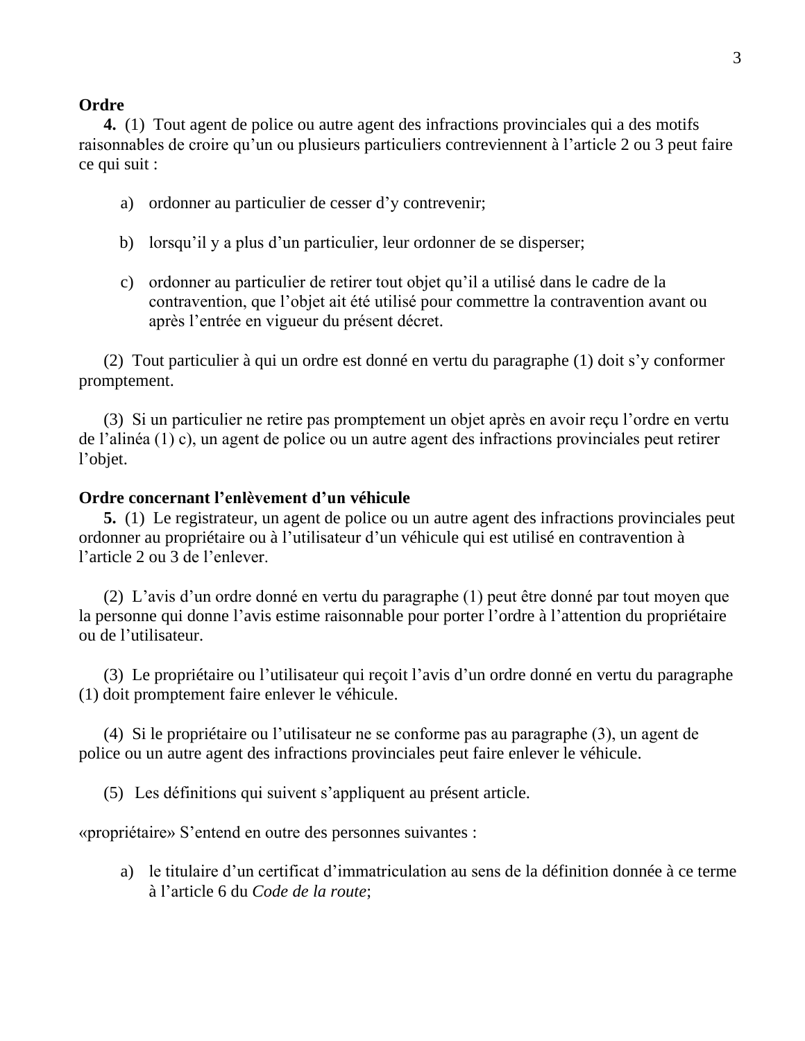**Ordre**

**4.** (1) Tout agent de police ou autre agent des infractions provinciales qui a des motifs raisonnables de croire qu'un ou plusieurs particuliers contreviennent à l'article 2 ou 3 peut faire ce qui suit :

a) ordonner au particulier de cesser d'y contrevenir;

b) lorsqu'il y a plus d'un particulier, leur ordonner de se disperser;

c) ordonner au particulier de retirer tout objet qu'il a utilisé dans le cadre de la contravention, que l'objet ait été utilisé pour commettre la contravention avant ou après l'entrée en vigueur du présent décret.

(2) Tout particulier à qui un ordre est donné en vertu du paragraphe (1) doit s'y conformer promptement.

(3) Si un particulier ne retire pas promptement un objet après en avoir reçu l'ordre en vertu de l'alinéa (1) c), un agent de police ou un autre agent des infractions provinciales peut retirer l'objet.

**Ordre concernant l'enlèvement d'un véhicule**

**5.** (1) Le registrateur, un agent de police ou un autre agent des infractions provinciales peut ordonner au propriétaire ou à l'utilisateur d'un véhicule qui est utilisé en contravention à l'article 2 ou 3 de l'enlever.

(2) L'avis d'un ordre donné en vertu du paragraphe (1) peut être donné par tout moyen que la personne qui donne l'avis estime raisonnable pour porter l'ordre à l'attention du propriétaire ou de l'utilisateur.

(3) Le propriétaire ou l'utilisateur qui reçoit l'avis d'un ordre donné en vertu du paragraphe (1) doit promptement faire enlever le véhicule.

(4) Si le propriétaire ou l'utilisateur ne se conforme pas au paragraphe (3), un agent de police ou un autre agent des infractions provinciales peut faire enlever le véhicule.

(5) Les définitions qui suivent s'appliquent au présent article.

«propriétaire» S'entend en outre des personnes suivantes :

a) le titulaire d'un certificat d'immatriculation au sens de la définition donnée à ce terme à l'article 6 du *Code de la route*;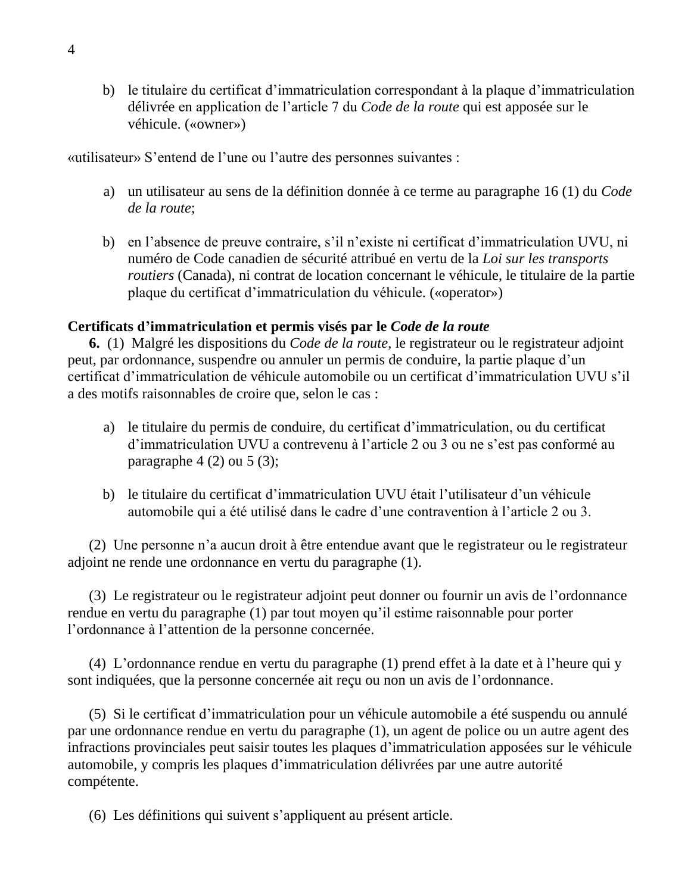b) le titulaire du certificat d’immatriculation correspondant à la plaque d’immatriculation délivrée en application de l’article 7 du *Code de la route* qui est apposée sur le véhicule. («owner»)

«utilisateur» S’entend de l’une ou l’autre des personnes suivantes :

a) un utilisateur au sens de la définition donnée à ce terme au paragraphe 16 (1) du *Code de la route*;

b) en l’absence de preuve contraire, s’il n’existe ni certificat d’immatriculation UVU, ni numéro de Code canadien de sécurité attribué en vertu de la *Loi sur les transports routiers* (Canada), ni contrat de location concernant le véhicule, le titulaire de la partie plaque du certificat d’immatriculation du véhicule. («operator»)

**Certificats d’immatriculation et permis visés par le *Code de la route***

**6.** (1) Malgré les dispositions du *Code de la route*, le registrateur ou le registrateur adjoint peut, par ordonnance, suspendre ou annuler un permis de conduire, la partie plaque d’un certificat d’immatriculation de véhicule automobile ou un certificat d’immatriculation UVU s’il a des motifs raisonnables de croire que, selon le cas :

a) le titulaire du permis de conduire, du certificat d’immatriculation, ou du certificat d’immatriculation UVU a contrevenu à l’article 2 ou 3 ou ne s’est pas conformé au paragraphe 4 (2) ou 5 (3);

b) le titulaire du certificat d’immatriculation UVU était l’utilisateur d’un véhicule automobile qui a été utilisé dans le cadre d’une contravention à l’article 2 ou 3.

(2) Une personne n’a aucun droit à être entendue avant que le registrateur ou le registrateur adjoint ne rende une ordonnance en vertu du paragraphe (1).

(3) Le registrateur ou le registrateur adjoint peut donner ou fournir un avis de l’ordonnance rendue en vertu du paragraphe (1) par tout moyen qu’il estime raisonnable pour porter l’ordonnance à l’attention de la personne concernée.

(4) L’ordonnance rendue en vertu du paragraphe (1) prend effet à la date et à l’heure qui y sont indiquées, que la personne concernée ait reçu ou non un avis de l’ordonnance.

(5) Si le certificat d’immatriculation pour un véhicule automobile a été suspendu ou annulé par une ordonnance rendue en vertu du paragraphe (1), un agent de police ou un autre agent des infractions provinciales peut saisir toutes les plaques d’immatriculation apposées sur le véhicule automobile, y compris les plaques d’immatriculation délivrées par une autre autorité compétente.

(6) Les définitions qui suivent s’appliquent au présent article.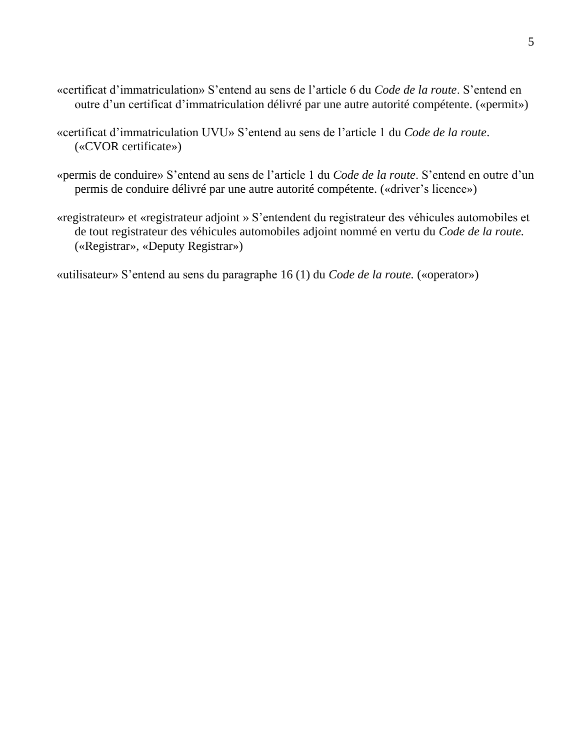«certificat d’immatriculation» S’entend au sens de l’article 6 du *Code de la route*. S’entend en outre d’un certificat d’immatriculation délivré par une autre autorité compétente. («permit»)

«certificat d’immatriculation UVU» S’entend au sens de l’article 1 du *Code de la route*. («CVOR certificate»)

«permis de conduire» S’entend au sens de l’article 1 du *Code de la route*. S’entend en outre d’un permis de conduire délivré par une autre autorité compétente. («driver’s licence»)

«registrateur» et «registrateur adjoint » S’entendent du registrateur des véhicules automobiles et de tout registrateur des véhicules automobiles adjoint nommé en vertu du *Code de la route.* («Registrar», «Deputy Registrar»)

«utilisateur» S’entend au sens du paragraphe 16 (1) du *Code de la route.* («operator»)